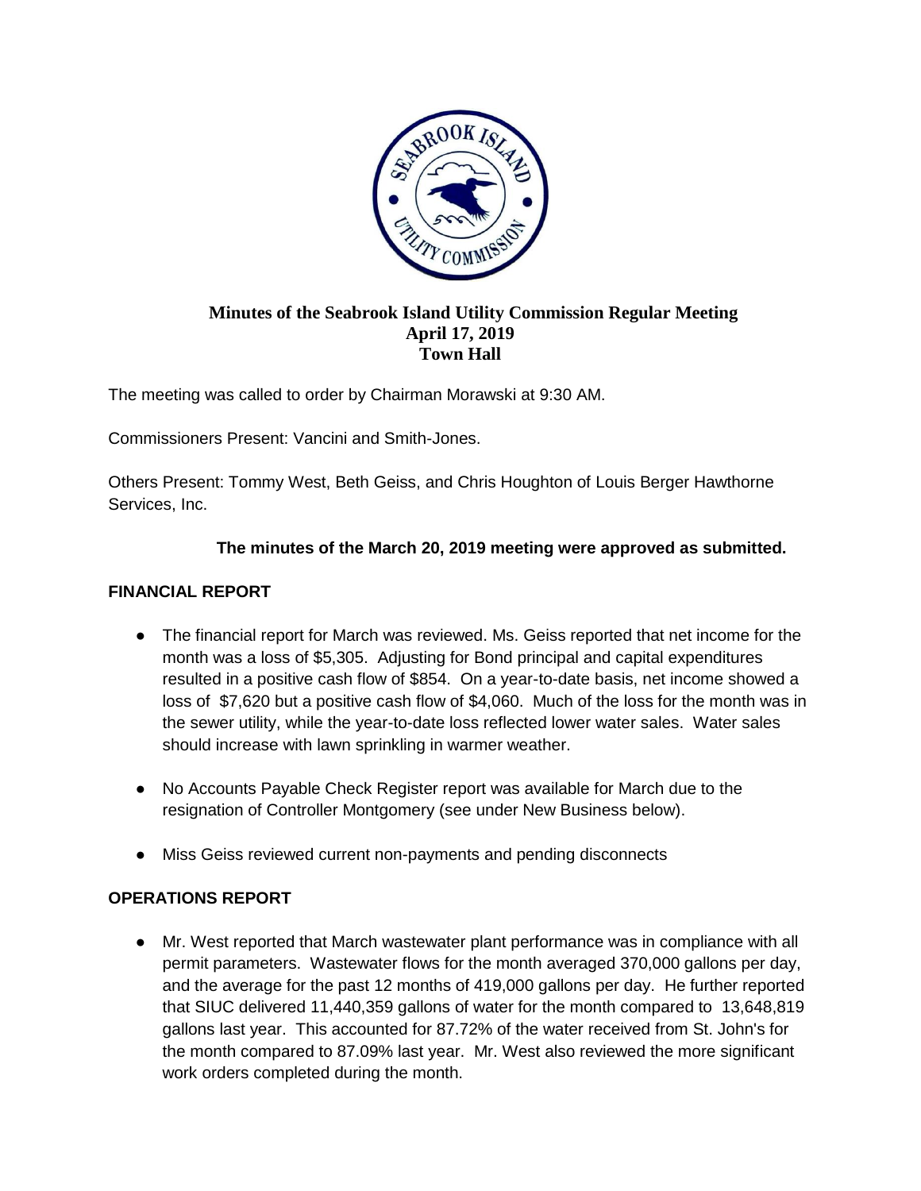**Minutes of the Seabrook Island Utility Commission Regular Meeting**
**April 17, 2019**
**Town Hall**

The meeting was called to order by Chairman Morawski at 9:30 AM.

Commissioners Present: Vancini and Smith-Jones.

Others Present: Tommy West, Beth Geiss, and Chris Houghton of Louis Berger Hawthorne Services, Inc.

**The minutes of the March 20, 2019 meeting were approved as submitted.**

## FINANCIAL REPORT

- The financial report for March was reviewed. Ms. Geiss reported that net income for the month was a loss of $5,305. Adjusting for Bond principal and capital expenditures resulted in a positive cash flow of $854. On a year-to-date basis, net income showed a loss of $7,620 but a positive cash flow of $4,060. Much of the loss for the month was in the sewer utility, while the year-to-date loss reflected lower water sales. Water sales should increase with lawn sprinkling in warmer weather.
- No Accounts Payable Check Register report was available for March due to the resignation of Controller Montgomery (see under New Business below).
- Miss Geiss reviewed current non-payments and pending disconnects

## OPERATIONS REPORT

- Mr. West reported that March wastewater plant performance was in compliance with all permit parameters. Wastewater flows for the month averaged 370,000 gallons per day, and the average for the past 12 months of 419,000 gallons per day. He further reported that SIUC delivered 11,440,359 gallons of water for the month compared to 13,648,819 gallons last year. This accounted for 87.72% of the water received from St. John's for the month compared to 87.09% last year. Mr. West also reviewed the more significant work orders completed during the month.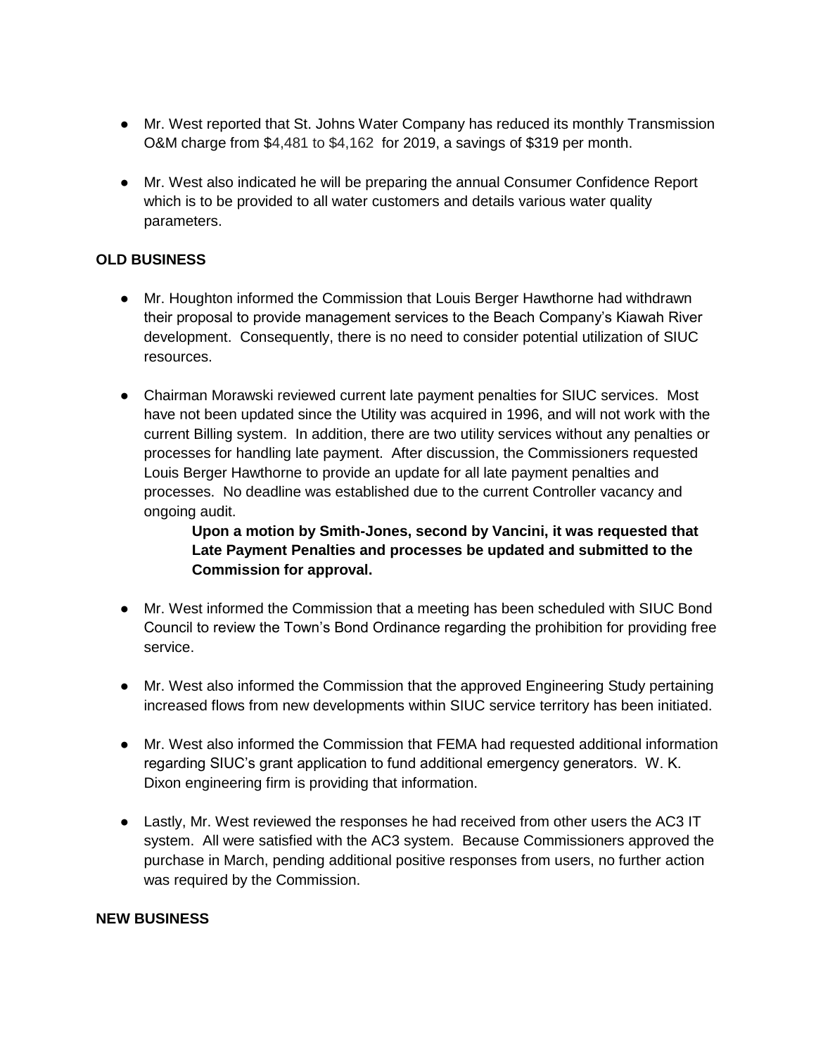- Mr. West reported that St. Johns Water Company has reduced its monthly Transmission O&M charge from $4,481 to $4,162 for 2019, a savings of $319 per month.

- Mr. West also indicated he will be preparing the annual Consumer Confidence Report which is to be provided to all water customers and details various water quality parameters.

**OLD BUSINESS**

- Mr. Houghton informed the Commission that Louis Berger Hawthorne had withdrawn their proposal to provide management services to the Beach Company's Kiawah River development. Consequently, there is no need to consider potential utilization of SIUC resources.

- Chairman Morawski reviewed current late payment penalties for SIUC services. Most have not been updated since the Utility was acquired in 1996, and will not work with the current Billing system. In addition, there are two utility services without any penalties or processes for handling late payment. After discussion, the Commissioners requested Louis Berger Hawthorne to provide an update for all late payment penalties and processes. No deadline was established due to the current Controller vacancy and ongoing audit.

  **Upon a motion by Smith-Jones, second by Vancini, it was requested that Late Payment Penalties and processes be updated and submitted to the Commission for approval.**

- Mr. West informed the Commission that a meeting has been scheduled with SIUC Bond Council to review the Town's Bond Ordinance regarding the prohibition for providing free service.

- Mr. West also informed the Commission that the approved Engineering Study pertaining increased flows from new developments within SIUC service territory has been initiated.

- Mr. West also informed the Commission that FEMA had requested additional information regarding SIUC's grant application to fund additional emergency generators. W. K. Dixon engineering firm is providing that information.

- Lastly, Mr. West reviewed the responses he had received from other users the AC3 IT system. All were satisfied with the AC3 system. Because Commissioners approved the purchase in March, pending additional positive responses from users, no further action was required by the Commission.

**NEW BUSINESS**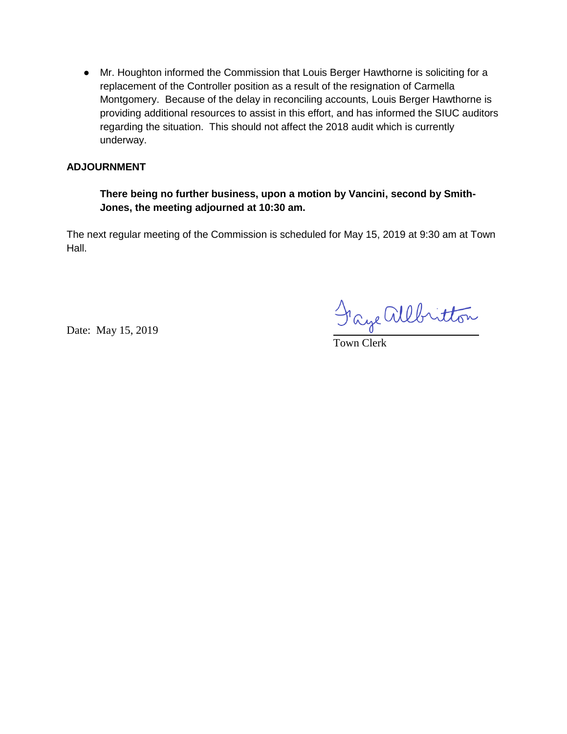- Mr. Houghton informed the Commission that Louis Berger Hawthorne is soliciting for a replacement of the Controller position as a result of the resignation of Carmella Montgomery. Because of the delay in reconciling accounts, Louis Berger Hawthorne is providing additional resources to assist in this effort, and has informed the SIUC auditors regarding the situation. This should not affect the 2018 audit which is currently underway.

**ADJOURNMENT**

**There being no further business, upon a motion by Vancini, second by Smith-Jones, the meeting adjourned at 10:30 am.**

The next regular meeting of the Commission is scheduled for May 15, 2019 at 9:30 am at Town Hall.

Date: May 15, 2019

Faye Allbritton

Town Clerk